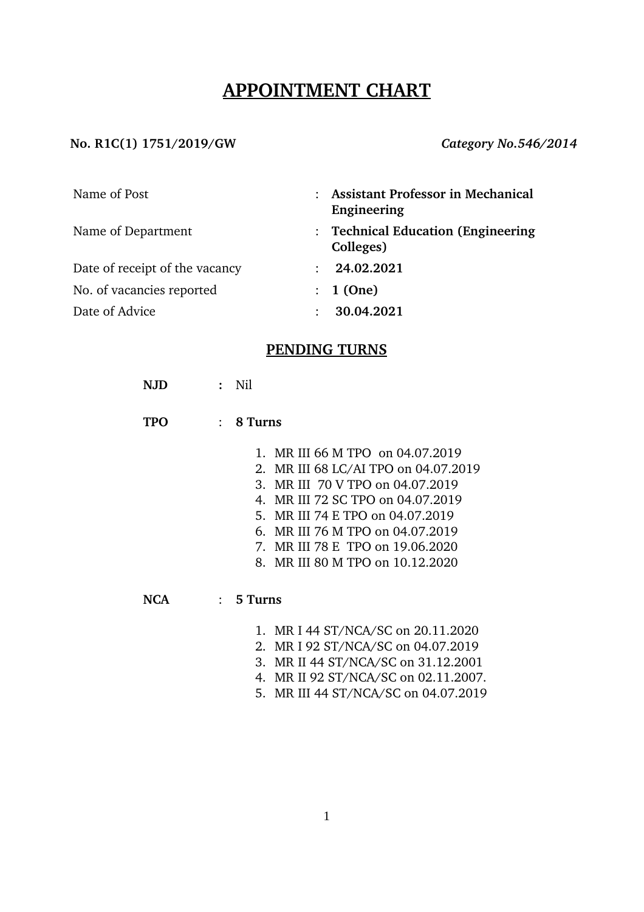# APPOINTMENT CHART

**No. R1C(1) 1751/2019/GW** *Category No.546/2014*

| | | |
|---|---|---|
| Name of Post | : | **Assistant Professor in Mechanical Engineering** |
| Name of Department | : | **Technical Education (Engineering Colleges)** |
| Date of receipt of the vacancy | : | **24.02.2021** |
| No. of vacancies reported | : | **1 (One)** |
| Date of Advice | : | **30.04.2021** |

## PENDING TURNS

**NJD** **:** Nil

**TPO** : **8 Turns**

1. MR III 66 M TPO on 04.07.2019
2. MR III 68 LC/AI TPO on 04.07.2019
3. MR III 70 V TPO on 04.07.2019
4. MR III 72 SC TPO on 04.07.2019
5. MR III 74 E TPO on 04.07.2019
6. MR III 76 M TPO on 04.07.2019
7. MR III 78 E TPO on 19.06.2020
8. MR III 80 M TPO on 10.12.2020

**NCA** : **5 Turns**

1. MR I 44 ST/NCA/SC on 20.11.2020
2. MR I 92 ST/NCA/SC on 04.07.2019
3. MR II 44 ST/NCA/SC on 31.12.2001
4. MR II 92 ST/NCA/SC on 02.11.2007.
5. MR III 44 ST/NCA/SC on 04.07.2019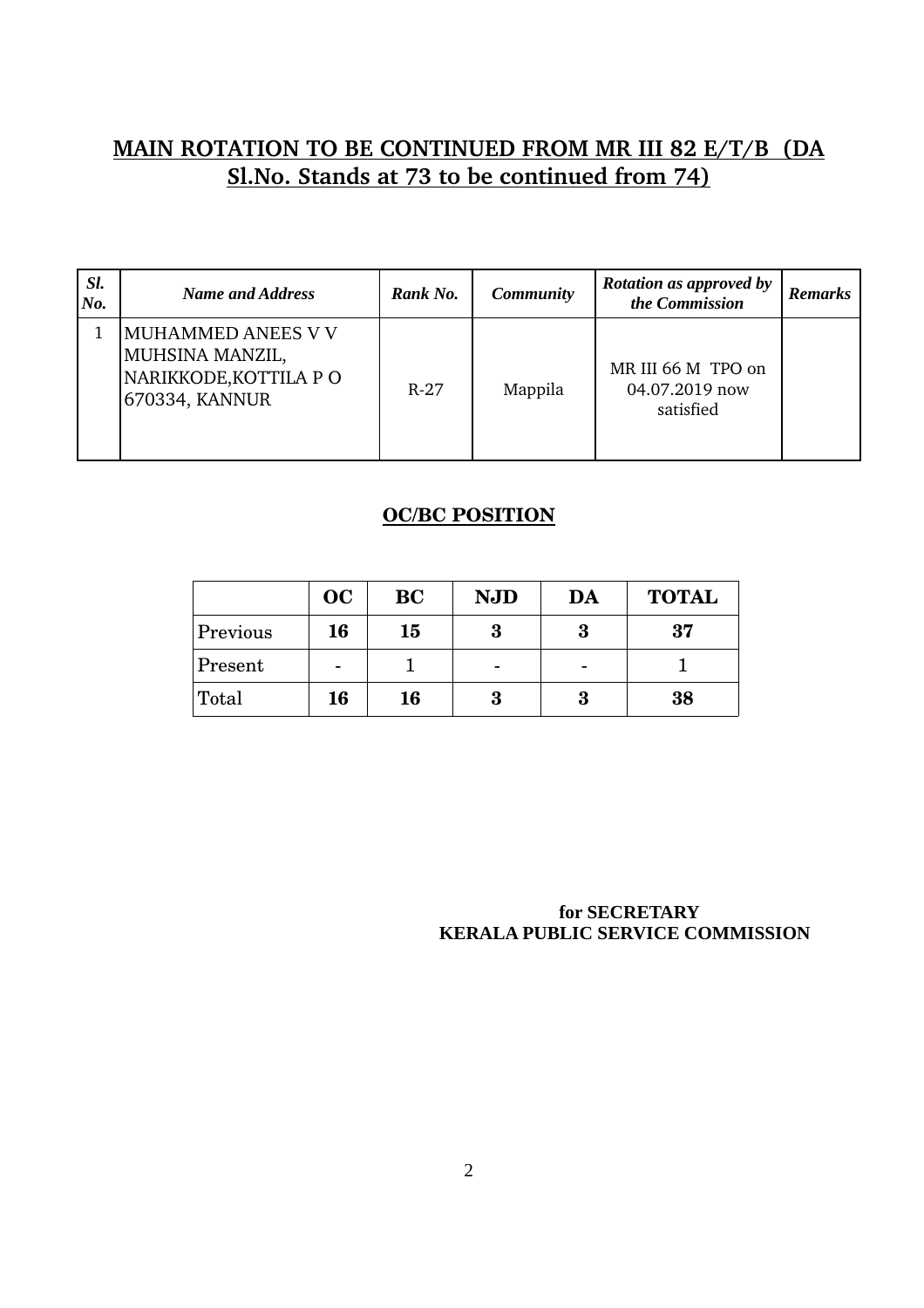## MAIN ROTATION TO BE CONTINUED FROM MR III 82 E/T/B (DA Sl.No. Stands at 73 to be continued from 74)

| *Sl. No.* | *Name and Address* | *Rank No.* | *Community* | *Rotation as approved by the Commission* | *Remarks* |
|---|---|---|---|---|---|
| 1 | MUHAMMED ANEES V V<br>MUHSINA MANZIL,<br>NARIKKODE,KOTTILA P O<br>670334, KANNUR | R-27 | Mappila | MR III 66 M TPO on 04.07.2019 now satisfied | |

### OC/BC POSITION

| | OC | BC | NJD | DA | TOTAL |
|---|---|---|---|---|---|
| Previous | **16** | **15** | **3** | **3** | **37** |
| Present | - | 1 | - | - | 1 |
| Total | **16** | **16** | **3** | **3** | **38** |

**for SECRETARY**
**KERALA PUBLIC SERVICE COMMISSION**